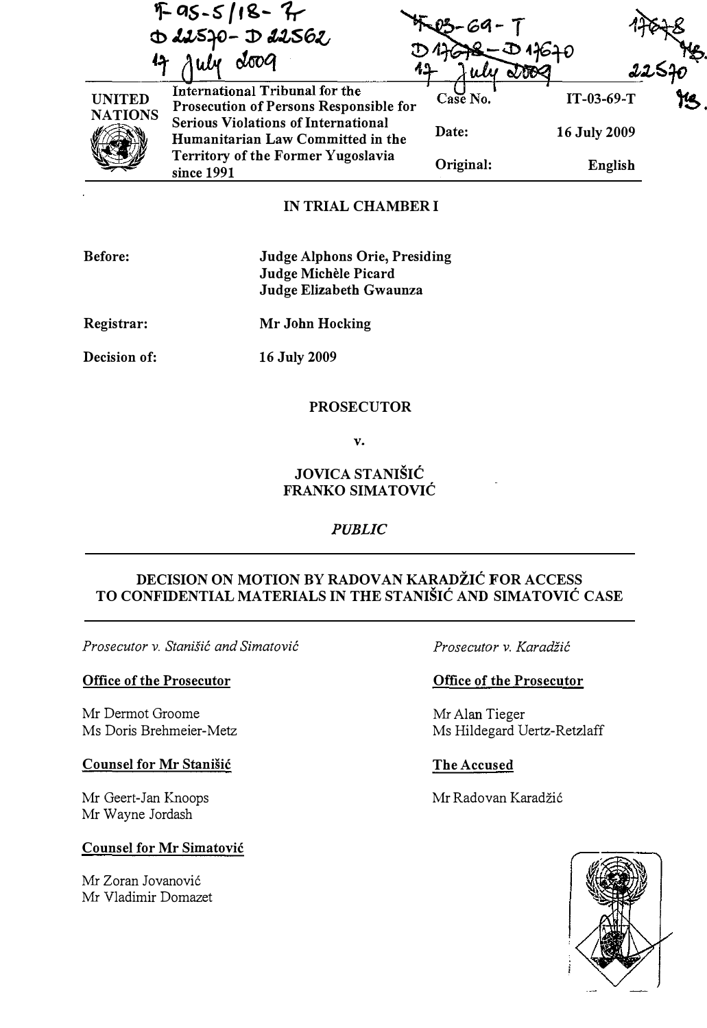IT-95-5/18-T
D 22570 - D 22562
17 July 2009

IT-03-69-T
D 17678 - D 17670
17 July 2009

17678 MB.
22570 MB.

| UNITED NATIONS | International Tribunal for the Prosecution of Persons Responsible for Serious Violations of International Humanitarian Law Committed in the Territory of the Former Yugoslavia since 1991 | Case No. | IT-03-69-T |
|---|---|---|---|
| | | Date: | 16 July 2009 |
| | | Original: | English |

## IN TRIAL CHAMBER I

**Before:** Judge Alphons Orie, Presiding
Judge Michèle Picard
Judge Elizabeth Gwaunza

**Registrar:** Mr John Hocking

**Decision of:** 16 July 2009

**PROSECUTOR**

**v.**

**JOVICA STANIŠIĆ**
**FRANKO SIMATOVIĆ**

***PUBLIC***

## DECISION ON MOTION BY RADOVAN KARADŽIĆ FOR ACCESS TO CONFIDENTIAL MATERIALS IN THE STANIŠIĆ AND SIMATOVIĆ CASE

*Prosecutor v. Stanišić and Simatović*

**Office of the Prosecutor**

Mr Dermot Groome
Ms Doris Brehmeier-Metz

**Counsel for Mr Stanišić**

Mr Geert-Jan Knoops
Mr Wayne Jordash

**Counsel for Mr Simatović**

Mr Zoran Jovanović
Mr Vladimir Domazet

*Prosecutor v. Karadžić*

**Office of the Prosecutor**

Mr Alan Tieger
Ms Hildegard Uertz-Retzlaff

**The Accused**

Mr Radovan Karadžić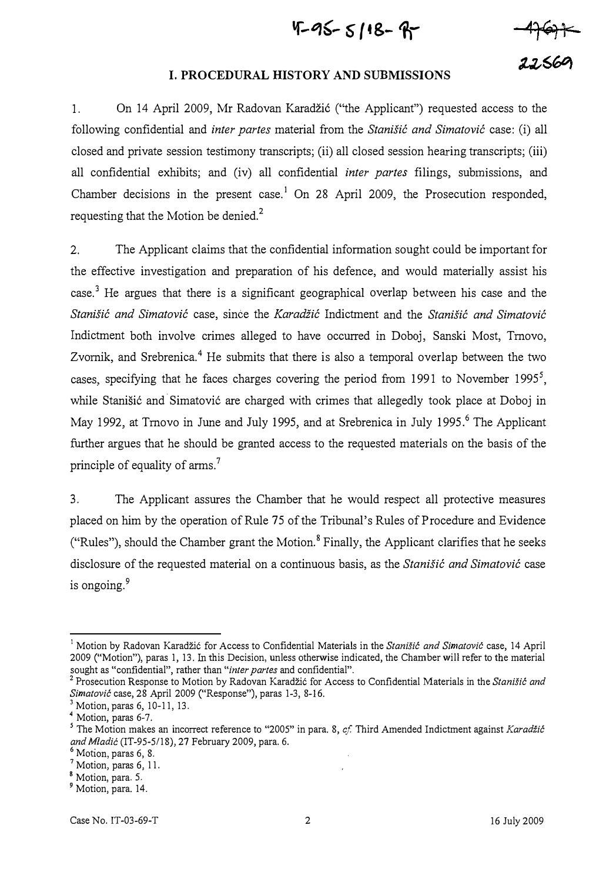## I. PROCEDURAL HISTORY AND SUBMISSIONS

1. On 14 April 2009, Mr Radovan Karadžić ("the Applicant") requested access to the following confidential and *inter partes* material from the *Stanišić and Simatović* case: (i) all closed and private session testimony transcripts; (ii) all closed session hearing transcripts; (iii) all confidential exhibits; and (iv) all confidential *inter partes* filings, submissions, and Chamber decisions in the present case.[1] On 28 April 2009, the Prosecution responded, requesting that the Motion be denied.[2]

2. The Applicant claims that the confidential information sought could be important for the effective investigation and preparation of his defence, and would materially assist his case.[3] He argues that there is a significant geographical overlap between his case and the *Stanišić and Simatović* case, since the *Karadžić* Indictment and the *Stanišić and Simatović* Indictment both involve crimes alleged to have occurred in Doboj, Sanski Most, Trnovo, Zvornik, and Srebrenica.[4] He submits that there is also a temporal overlap between the two cases, specifying that he faces charges covering the period from 1991 to November 1995[5], while Stanišić and Simatović are charged with crimes that allegedly took place at Doboj in May 1992, at Trnovo in June and July 1995, and at Srebrenica in July 1995.[6] The Applicant further argues that he should be granted access to the requested materials on the basis of the principle of equality of arms.[7]

3. The Applicant assures the Chamber that he would respect all protective measures placed on him by the operation of Rule 75 of the Tribunal's Rules of Procedure and Evidence ("Rules"), should the Chamber grant the Motion.[8] Finally, the Applicant clarifies that he seeks disclosure of the requested material on a continuous basis, as the *Stanišić and Simatović* case is ongoing.[9]

---

[1] Motion by Radovan Karadžić for Access to Confidential Materials in the *Stanišić and Simatović* case, 14 April 2009 ("Motion"), paras 1, 13. In this Decision, unless otherwise indicated, the Chamber will refer to the material sought as "confidential", rather than "*inter partes* and confidential".

[2] Prosecution Response to Motion by Radovan Karadžić for Access to Confidential Materials in the *Stanišić and Simatović* case, 28 April 2009 ("Response"), paras 1-3, 8-16.

[3] Motion, paras 6, 10-11, 13.

[4] Motion, paras 6-7.

[5] The Motion makes an incorrect reference to "2005" in para. 8, *cf.* Third Amended Indictment against *Karadžić and Mladić* (IT-95-5/18), 27 February 2009, para. 6.

[6] Motion, paras 6, 8.

[7] Motion, paras 6, 11.

[8] Motion, para. 5.

[9] Motion, para. 14.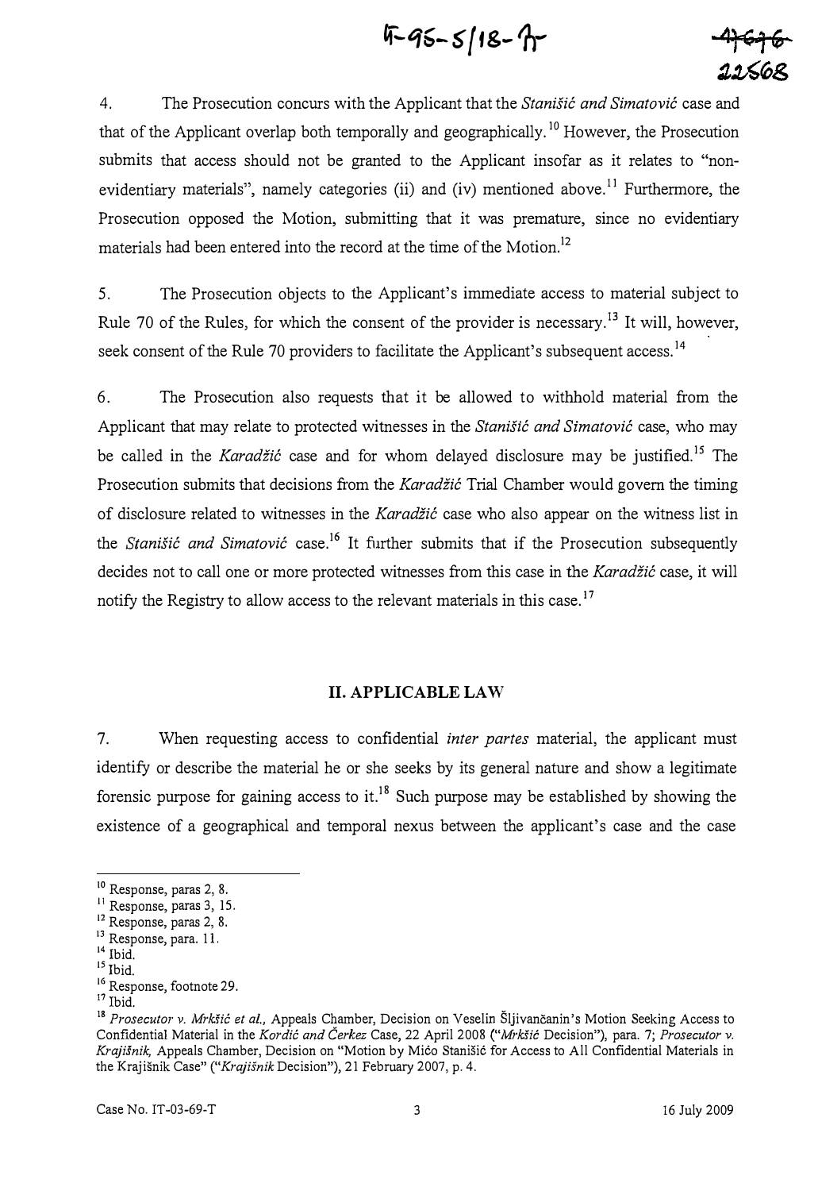4. The Prosecution concurs with the Applicant that the *Stanišić and Simatović* case and that of the Applicant overlap both temporally and geographically.[10] However, the Prosecution submits that access should not be granted to the Applicant insofar as it relates to "non-evidentiary materials", namely categories (ii) and (iv) mentioned above.[11] Furthermore, the Prosecution opposed the Motion, submitting that it was premature, since no evidentiary materials had been entered into the record at the time of the Motion.[12]

5. The Prosecution objects to the Applicant's immediate access to material subject to Rule 70 of the Rules, for which the consent of the provider is necessary.[13] It will, however, seek consent of the Rule 70 providers to facilitate the Applicant's subsequent access.[14]

6. The Prosecution also requests that it be allowed to withhold material from the Applicant that may relate to protected witnesses in the *Stanišić and Simatović* case, who may be called in the *Karadžić* case and for whom delayed disclosure may be justified.[15] The Prosecution submits that decisions from the *Karadžić* Trial Chamber would govern the timing of disclosure related to witnesses in the *Karadžić* case who also appear on the witness list in the *Stanišić and Simatović* case.[16] It further submits that if the Prosecution subsequently decides not to call one or more protected witnesses from this case in the *Karadžić* case, it will notify the Registry to allow access to the relevant materials in this case.[17]

## II. APPLICABLE LAW

7. When requesting access to confidential *inter partes* material, the applicant must identify or describe the material he or she seeks by its general nature and show a legitimate forensic purpose for gaining access to it.[18] Such purpose may be established by showing the existence of a geographical and temporal nexus between the applicant's case and the case

---

[10] Response, paras 2, 8.
[11] Response, paras 3, 15.
[12] Response, paras 2, 8.
[13] Response, para. 11.
[14] Ibid.
[15] Ibid.
[16] Response, footnote 29.
[17] Ibid.
[18] *Prosecutor v. Mrkšić et al.*, Appeals Chamber, Decision on Veselin Šljivančanin's Motion Seeking Access to Confidential Material in the *Kordić and Čerkez* Case, 22 April 2008 ("*Mrkšić* Decision"), para. 7; *Prosecutor v. Krajišnik*, Appeals Chamber, Decision on "Motion by Mićo Stanišić for Access to All Confidential Materials in the Krajišnik Case" ("*Krajišnik* Decision"), 21 February 2007, p. 4.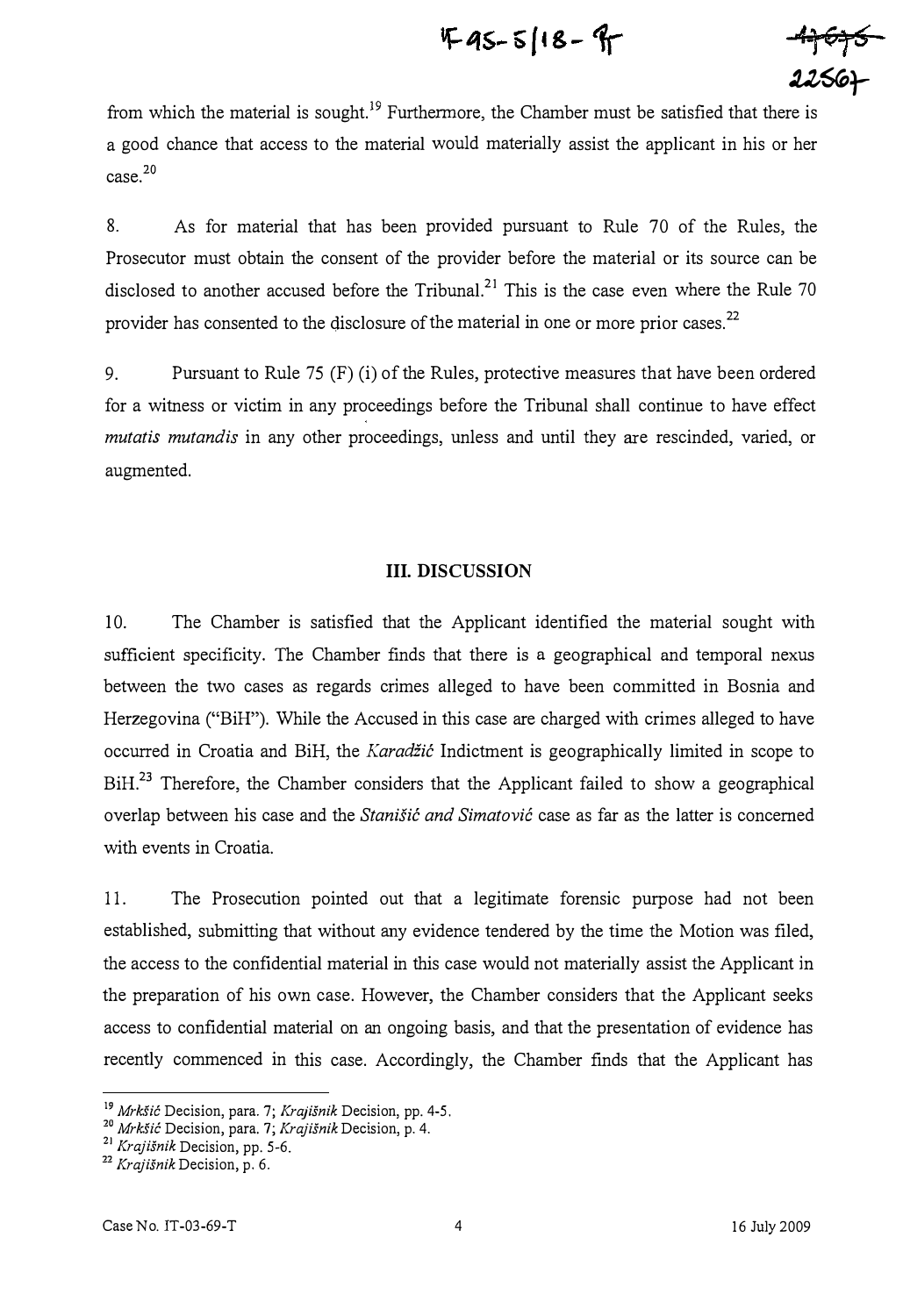from which the material is sought.[19] Furthermore, the Chamber must be satisfied that there is a good chance that access to the material would materially assist the applicant in his or her case.[20]

8. As for material that has been provided pursuant to Rule 70 of the Rules, the Prosecutor must obtain the consent of the provider before the material or its source can be disclosed to another accused before the Tribunal.[21] This is the case even where the Rule 70 provider has consented to the disclosure of the material in one or more prior cases.[22]

9. Pursuant to Rule 75 (F) (i) of the Rules, protective measures that have been ordered for a witness or victim in any proceedings before the Tribunal shall continue to have effect *mutatis mutandis* in any other proceedings, unless and until they are rescinded, varied, or augmented.

## III. DISCUSSION

10. The Chamber is satisfied that the Applicant identified the material sought with sufficient specificity. The Chamber finds that there is a geographical and temporal nexus between the two cases as regards crimes alleged to have been committed in Bosnia and Herzegovina ("BiH"). While the Accused in this case are charged with crimes alleged to have occurred in Croatia and BiH, the *Karadžić* Indictment is geographically limited in scope to BiH.[23] Therefore, the Chamber considers that the Applicant failed to show a geographical overlap between his case and the *Stanišić and Simatović* case as far as the latter is concerned with events in Croatia.

11. The Prosecution pointed out that a legitimate forensic purpose had not been established, submitting that without any evidence tendered by the time the Motion was filed, the access to the confidential material in this case would not materially assist the Applicant in the preparation of his own case. However, the Chamber considers that the Applicant seeks access to confidential material on an ongoing basis, and that the presentation of evidence has recently commenced in this case. Accordingly, the Chamber finds that the Applicant has

---

[19] *Mrkšić* Decision, para. 7; *Krajišnik* Decision, pp. 4-5.

[20] *Mrkšić* Decision, para. 7; *Krajišnik* Decision, p. 4.

[21] *Krajišnik* Decision, pp. 5-6.

[22] *Krajišnik* Decision, p. 6.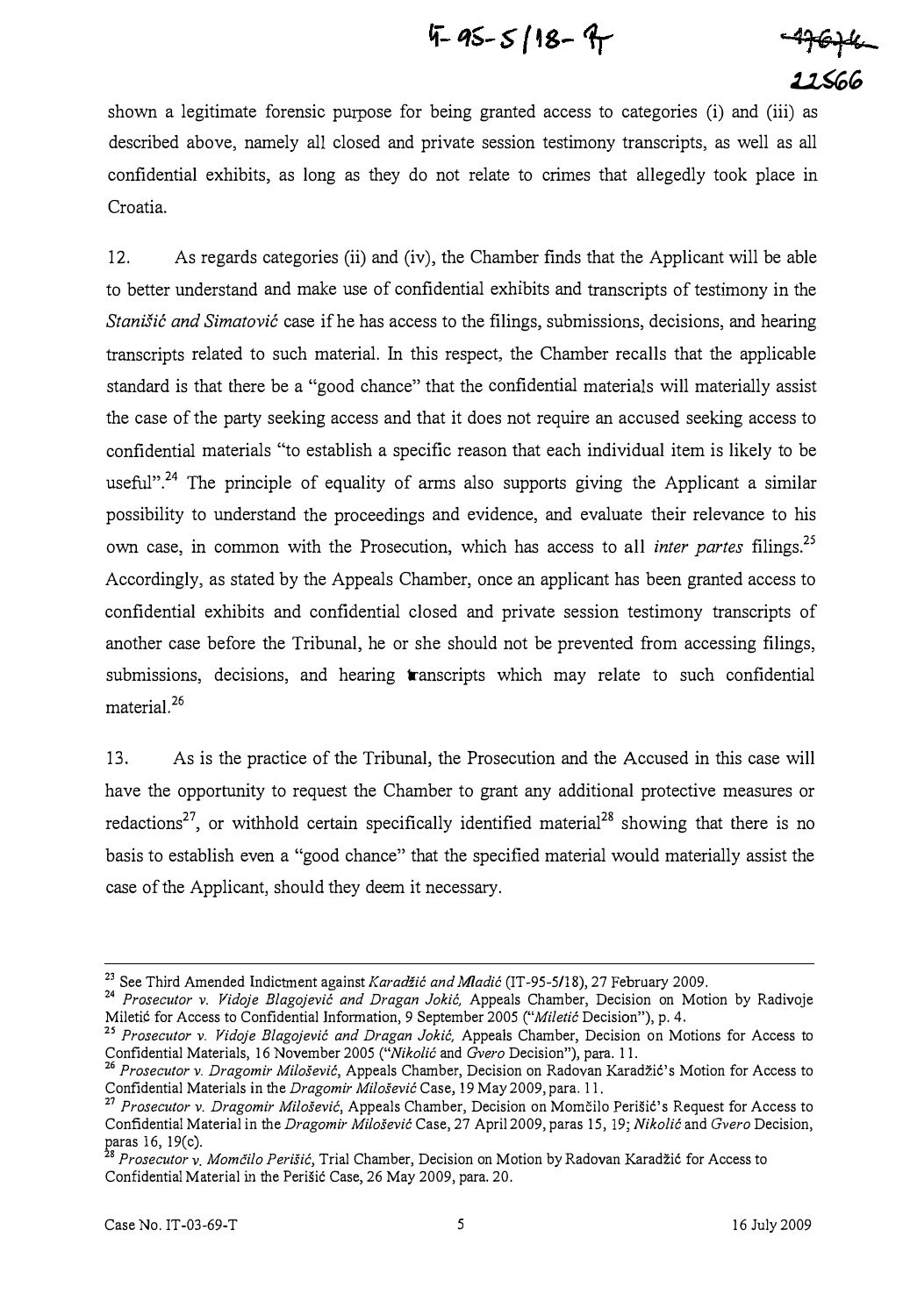shown a legitimate forensic purpose for being granted access to categories (i) and (iii) as described above, namely all closed and private session testimony transcripts, as well as all confidential exhibits, as long as they do not relate to crimes that allegedly took place in Croatia.

12. As regards categories (ii) and (iv), the Chamber finds that the Applicant will be able to better understand and make use of confidential exhibits and transcripts of testimony in the *Stanišić and Simatović* case if he has access to the filings, submissions, decisions, and hearing transcripts related to such material. In this respect, the Chamber recalls that the applicable standard is that there be a "good chance" that the confidential materials will materially assist the case of the party seeking access and that it does not require an accused seeking access to confidential materials "to establish a specific reason that each individual item is likely to be useful".[24] The principle of equality of arms also supports giving the Applicant a similar possibility to understand the proceedings and evidence, and evaluate their relevance to his own case, in common with the Prosecution, which has access to all *inter partes* filings.[25] Accordingly, as stated by the Appeals Chamber, once an applicant has been granted access to confidential exhibits and confidential closed and private session testimony transcripts of another case before the Tribunal, he or she should not be prevented from accessing filings, submissions, decisions, and hearing transcripts which may relate to such confidential material.[26]

13. As is the practice of the Tribunal, the Prosecution and the Accused in this case will have the opportunity to request the Chamber to grant any additional protective measures or redactions[27], or withhold certain specifically identified material[28] showing that there is no basis to establish even a "good chance" that the specified material would materially assist the case of the Applicant, should they deem it necessary.

---

[23] See Third Amended Indictment against *Karadžić and Mladić* (IT-95-5/18), 27 February 2009.

[24] *Prosecutor v. Vidoje Blagojević and Dragan Jokić,* Appeals Chamber, Decision on Motion by Radivoje Miletić for Access to Confidential Information, 9 September 2005 ("*Miletić* Decision"), p. 4.

[25] *Prosecutor v. Vidoje Blagojević and Dragan Jokić,* Appeals Chamber, Decision on Motions for Access to Confidential Materials, 16 November 2005 ("*Nikolić* and *Gvero* Decision"), para. 11.

[26] *Prosecutor v. Dragomir Milošević,* Appeals Chamber, Decision on Radovan Karadžić's Motion for Access to Confidential Materials in the *Dragomir Milošević* Case, 19 May 2009, para. 11.

[27] *Prosecutor v. Dragomir Milošević,* Appeals Chamber, Decision on Momčilo Perišić's Request for Access to Confidential Material in the *Dragomir Milošević* Case, 27 April 2009, paras 15, 19; *Nikolić* and *Gvero* Decision, paras 16, 19(c).

[28] *Prosecutor v. Momčilo Perišić,* Trial Chamber, Decision on Motion by Radovan Karadžić for Access to Confidential Material in the Perišić Case, 26 May 2009, para. 20.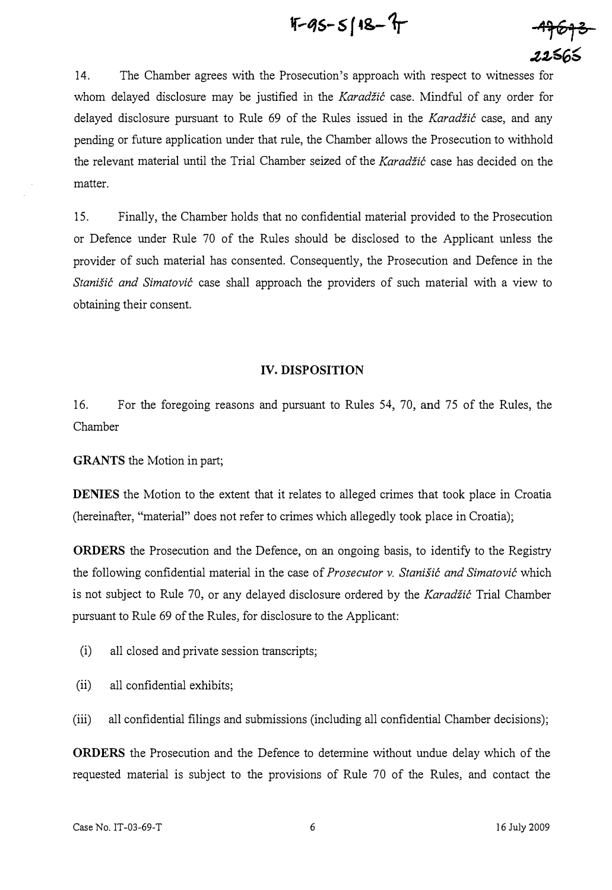14. The Chamber agrees with the Prosecution's approach with respect to witnesses for whom delayed disclosure may be justified in the *Karadžić* case. Mindful of any order for delayed disclosure pursuant to Rule 69 of the Rules issued in the *Karadžić* case, and any pending or future application under that rule, the Chamber allows the Prosecution to withhold the relevant material until the Trial Chamber seized of the *Karadžić* case has decided on the matter.

15. Finally, the Chamber holds that no confidential material provided to the Prosecution or Defence under Rule 70 of the Rules should be disclosed to the Applicant unless the provider of such material has consented. Consequently, the Prosecution and Defence in the *Stanišić and Simatović* case shall approach the providers of such material with a view to obtaining their consent.

## IV. DISPOSITION

16. For the foregoing reasons and pursuant to Rules 54, 70, and 75 of the Rules, the Chamber

**GRANTS** the Motion in part;

**DENIES** the Motion to the extent that it relates to alleged crimes that took place in Croatia (hereinafter, "material" does not refer to crimes which allegedly took place in Croatia);

**ORDERS** the Prosecution and the Defence, on an ongoing basis, to identify to the Registry the following confidential material in the case of *Prosecutor v. Stanišić and Simatović* which is not subject to Rule 70, or any delayed disclosure ordered by the *Karadžić* Trial Chamber pursuant to Rule 69 of the Rules, for disclosure to the Applicant:

(i) all closed and private session transcripts;

(ii) all confidential exhibits;

(iii) all confidential filings and submissions (including all confidential Chamber decisions);

**ORDERS** the Prosecution and the Defence to determine without undue delay which of the requested material is subject to the provisions of Rule 70 of the Rules, and contact the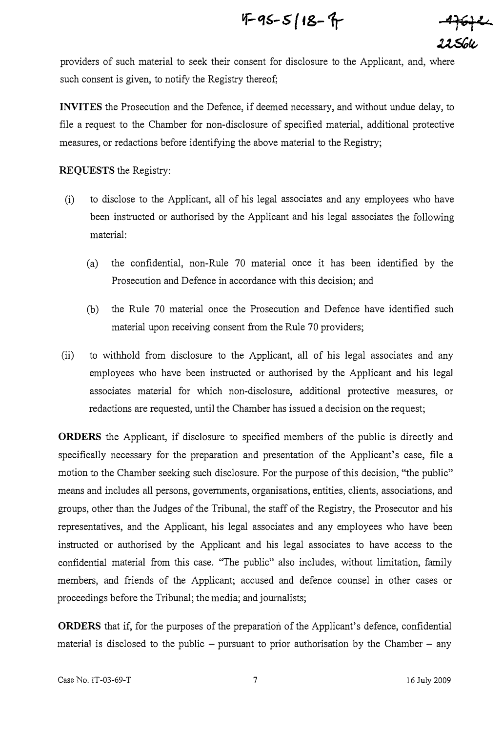providers of such material to seek their consent for disclosure to the Applicant, and, where such consent is given, to notify the Registry thereof;

**INVITES** the Prosecution and the Defence, if deemed necessary, and without undue delay, to file a request to the Chamber for non-disclosure of specified material, additional protective measures, or redactions before identifying the above material to the Registry;

**REQUESTS** the Registry:

(i) to disclose to the Applicant, all of his legal associates and any employees who have been instructed or authorised by the Applicant and his legal associates the following material:

(a) the confidential, non-Rule 70 material once it has been identified by the Prosecution and Defence in accordance with this decision; and

(b) the Rule 70 material once the Prosecution and Defence have identified such material upon receiving consent from the Rule 70 providers;

(ii) to withhold from disclosure to the Applicant, all of his legal associates and any employees who have been instructed or authorised by the Applicant and his legal associates material for which non-disclosure, additional protective measures, or redactions are requested, until the Chamber has issued a decision on the request;

**ORDERS** the Applicant, if disclosure to specified members of the public is directly and specifically necessary for the preparation and presentation of the Applicant's case, file a motion to the Chamber seeking such disclosure. For the purpose of this decision, "the public" means and includes all persons, governments, organisations, entities, clients, associations, and groups, other than the Judges of the Tribunal, the staff of the Registry, the Prosecutor and his representatives, and the Applicant, his legal associates and any employees who have been instructed or authorised by the Applicant and his legal associates to have access to the confidential material from this case. "The public" also includes, without limitation, family members, and friends of the Applicant; accused and defence counsel in other cases or proceedings before the Tribunal; the media; and journalists;

**ORDERS** that if, for the purposes of the preparation of the Applicant's defence, confidential material is disclosed to the public – pursuant to prior authorisation by the Chamber – any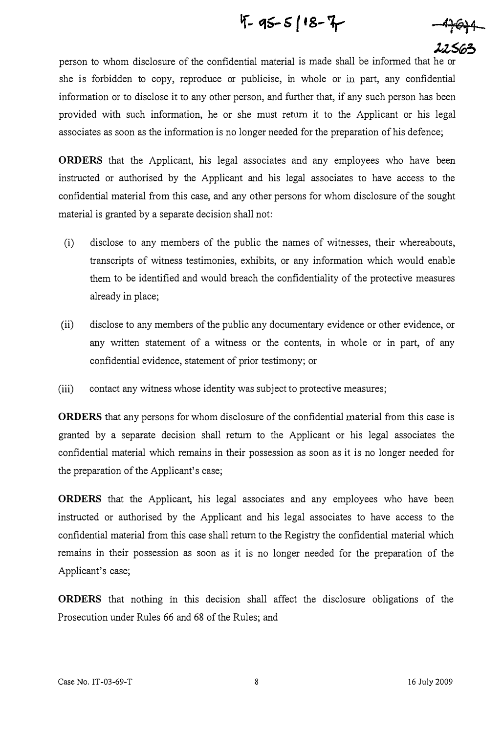person to whom disclosure of the confidential material is made shall be informed that he or she is forbidden to copy, reproduce or publicise, in whole or in part, any confidential information or to disclose it to any other person, and further that, if any such person has been provided with such information, he or she must return it to the Applicant or his legal associates as soon as the information is no longer needed for the preparation of his defence;

**ORDERS** that the Applicant, his legal associates and any employees who have been instructed or authorised by the Applicant and his legal associates to have access to the confidential material from this case, and any other persons for whom disclosure of the sought material is granted by a separate decision shall not:

(i) disclose to any members of the public the names of witnesses, their whereabouts, transcripts of witness testimonies, exhibits, or any information which would enable them to be identified and would breach the confidentiality of the protective measures already in place;

(ii) disclose to any members of the public any documentary evidence or other evidence, or any written statement of a witness or the contents, in whole or in part, of any confidential evidence, statement of prior testimony; or

(iii) contact any witness whose identity was subject to protective measures;

**ORDERS** that any persons for whom disclosure of the confidential material from this case is granted by a separate decision shall return to the Applicant or his legal associates the confidential material which remains in their possession as soon as it is no longer needed for the preparation of the Applicant's case;

**ORDERS** that the Applicant, his legal associates and any employees who have been instructed or authorised by the Applicant and his legal associates to have access to the confidential material from this case shall return to the Registry the confidential material which remains in their possession as soon as it is no longer needed for the preparation of the Applicant's case;

**ORDERS** that nothing in this decision shall affect the disclosure obligations of the Prosecution under Rules 66 and 68 of the Rules; and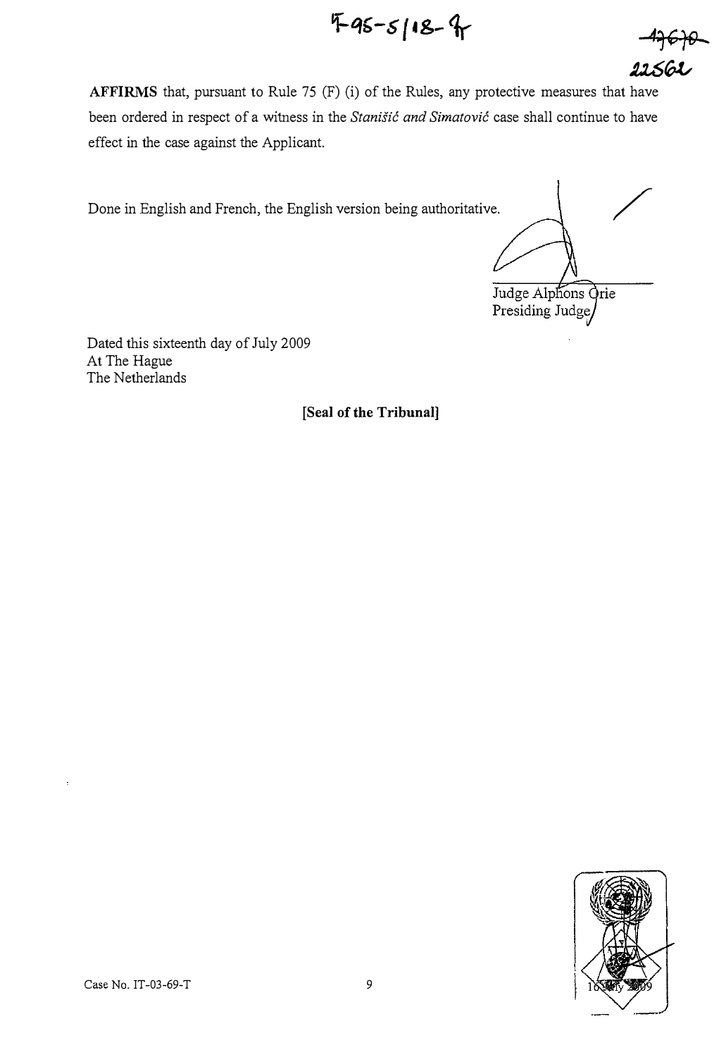**AFFIRMS** that, pursuant to Rule 75 (F) (i) of the Rules, any protective measures that have been ordered in respect of a witness in the *Stanišić and Simatović* case shall continue to have effect in the case against the Applicant.

Done in English and French, the English version being authoritative.

Judge Alphons Orie
Presiding Judge

Dated this sixteenth day of July 2009
At The Hague
The Netherlands

**[Seal of the Tribunal]**